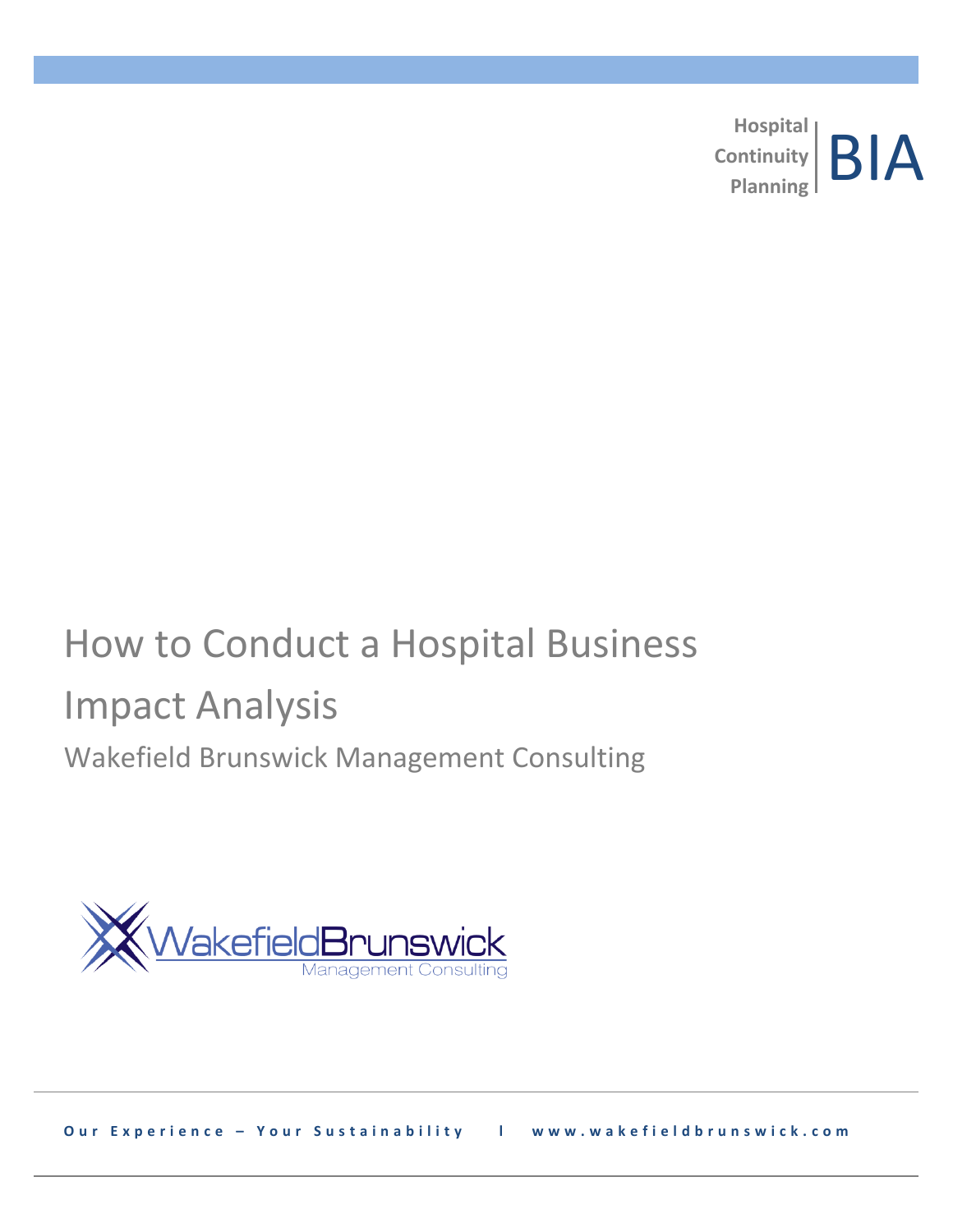Hospital Continuity Planning | BIA

# How to Conduct a Hospital Business Impact Analysis

## Wakefield Brunswick Management Consulting

WakefieldBrunswick Management Consulting

**Our Experience – Your Sustainability | www.wakefieldbrunswick.com**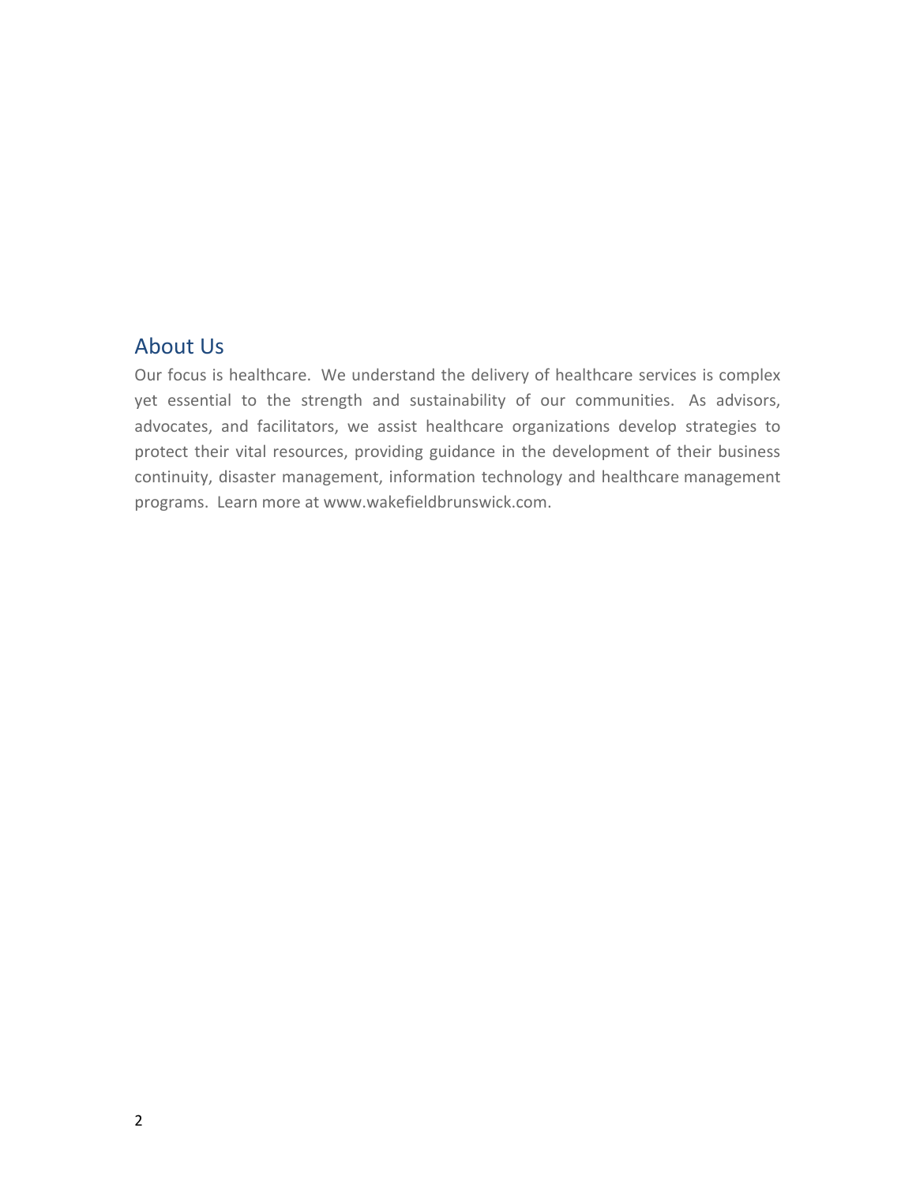## About Us

Our focus is healthcare. We understand the delivery of healthcare services is complex yet essential to the strength and sustainability of our communities. As advisors, advocates, and facilitators, we assist healthcare organizations develop strategies to protect their vital resources, providing guidance in the development of their business continuity, disaster management, information technology and healthcare management programs. Learn more at www.wakefieldbrunswick.com.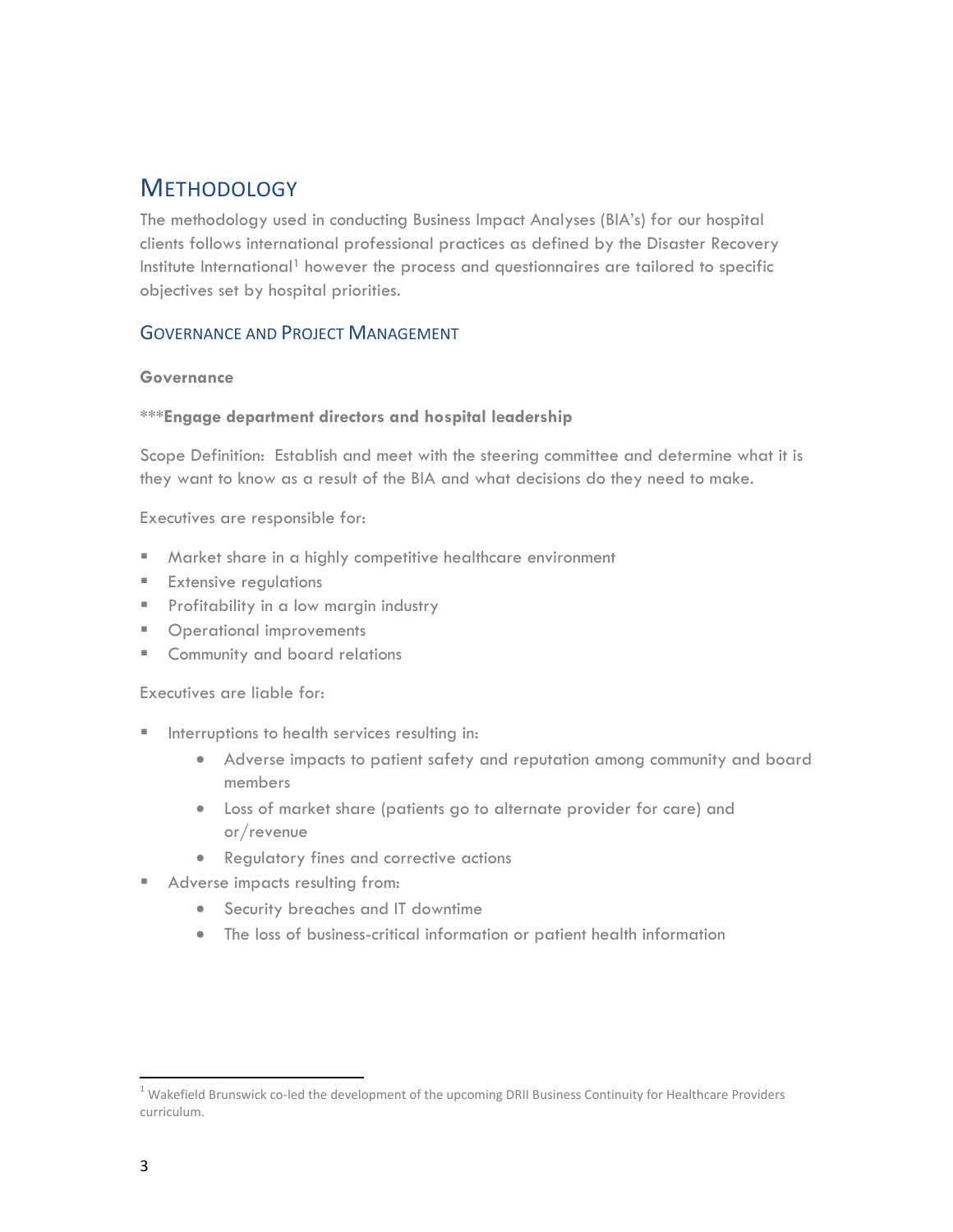# Methodology

The methodology used in conducting Business Impact Analyses (BIA's) for our hospital clients follows international professional practices as defined by the Disaster Recovery Institute International[1] however the process and questionnaires are tailored to specific objectives set by hospital priorities.

## Governance and Project Management

**Governance**

***Engage department directors and hospital leadership**

Scope Definition: Establish and meet with the steering committee and determine what it is they want to know as a result of the BIA and what decisions do they need to make.

Executives are responsible for:

- Market share in a highly competitive healthcare environment
- Extensive regulations
- Profitability in a low margin industry
- Operational improvements
- Community and board relations

Executives are liable for:

- Interruptions to health services resulting in:
  - Adverse impacts to patient safety and reputation among community and board members
  - Loss of market share (patients go to alternate provider for care) and or/revenue
  - Regulatory fines and corrective actions
- Adverse impacts resulting from:
  - Security breaches and IT downtime
  - The loss of business-critical information or patient health information

[1] Wakefield Brunswick co-led the development of the upcoming DRII Business Continuity for Healthcare Providers curriculum.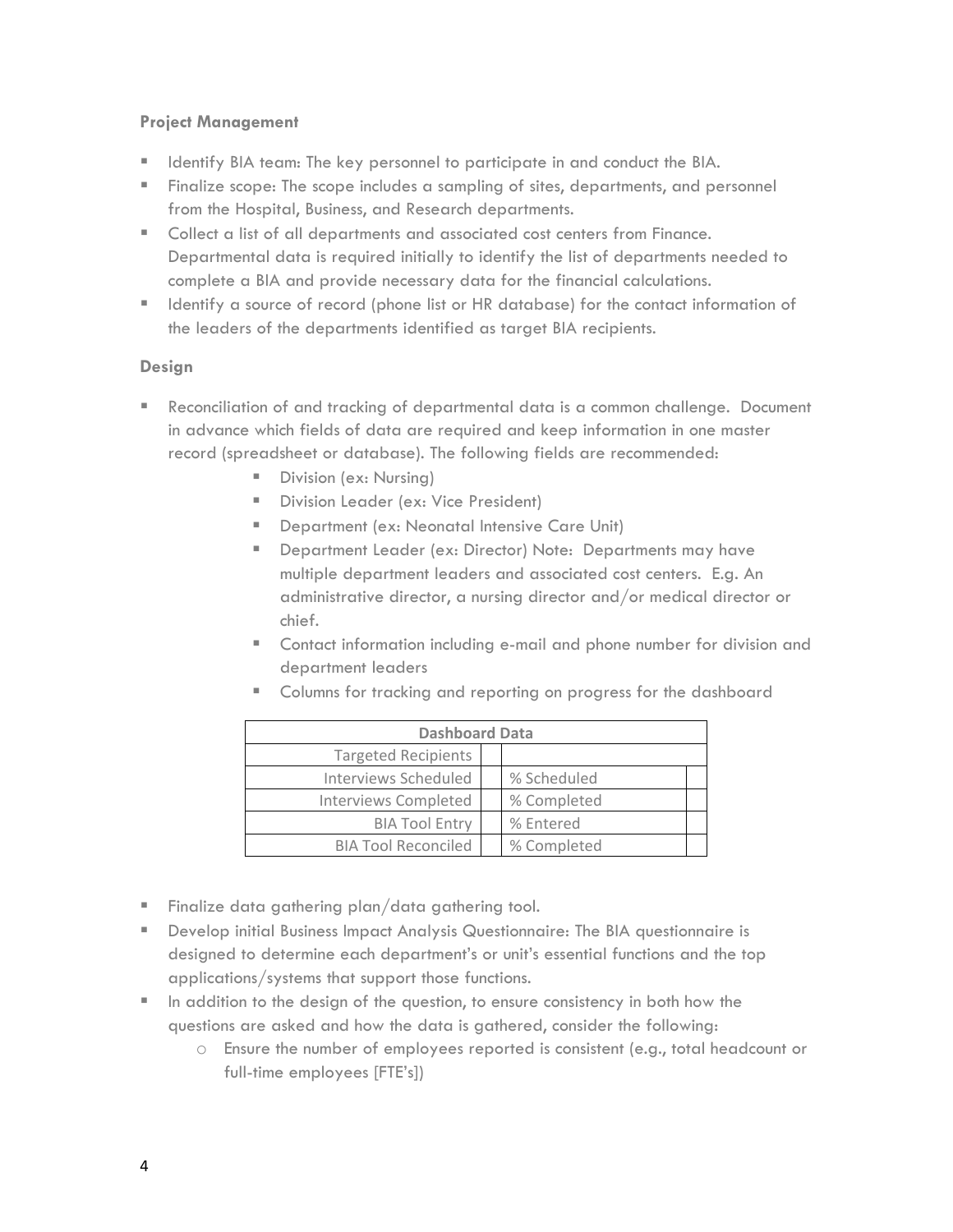### Project Management

- Identify BIA team: The key personnel to participate in and conduct the BIA.
- Finalize scope: The scope includes a sampling of sites, departments, and personnel from the Hospital, Business, and Research departments.
- Collect a list of all departments and associated cost centers from Finance. Departmental data is required initially to identify the list of departments needed to complete a BIA and provide necessary data for the financial calculations.
- Identify a source of record (phone list or HR database) for the contact information of the leaders of the departments identified as target BIA recipients.

### Design

- Reconciliation of and tracking of departmental data is a common challenge. Document in advance which fields of data are required and keep information in one master record (spreadsheet or database). The following fields are recommended:
    - Division (ex: Nursing)
    - Division Leader (ex: Vice President)
    - Department (ex: Neonatal Intensive Care Unit)
    - Department Leader (ex: Director) Note: Departments may have multiple department leaders and associated cost centers. E.g. An administrative director, a nursing director and/or medical director or chief.
    - Contact information including e-mail and phone number for division and department leaders
    - Columns for tracking and reporting on progress for the dashboard

| Dashboard Data | | | |
|---|---|---|---|
| Targeted Recipients | | | |
| Interviews Scheduled | | % Scheduled | |
| Interviews Completed | | % Completed | |
| BIA Tool Entry | | % Entered | |
| BIA Tool Reconciled | | % Completed | |

- Finalize data gathering plan/data gathering tool.
- Develop initial Business Impact Analysis Questionnaire: The BIA questionnaire is designed to determine each department's or unit's essential functions and the top applications/systems that support those functions.
- In addition to the design of the question, to ensure consistency in both how the questions are asked and how the data is gathered, consider the following:
    - Ensure the number of employees reported is consistent (e.g., total headcount or full-time employees [FTE's])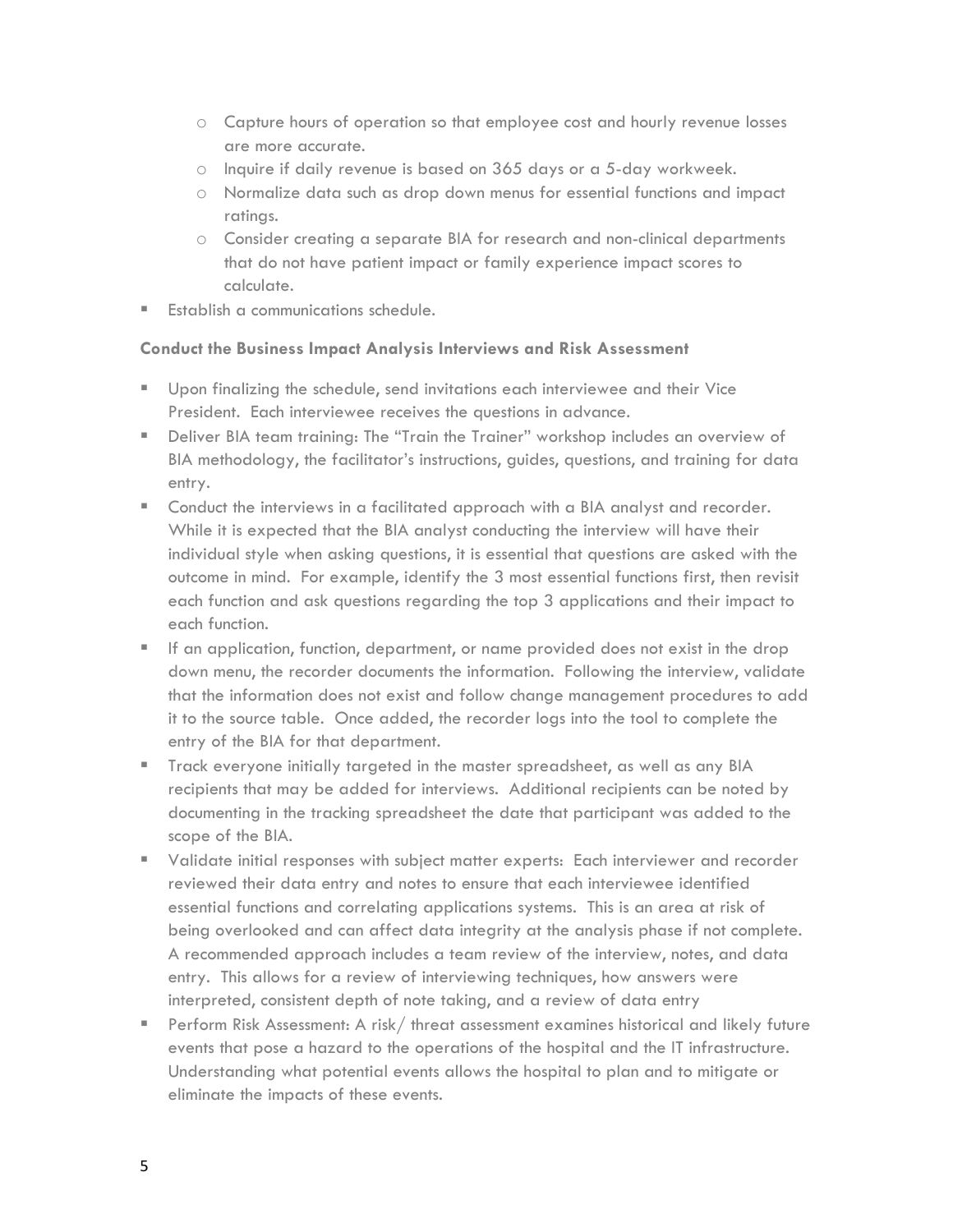- Capture hours of operation so that employee cost and hourly revenue losses are more accurate.
  - Inquire if daily revenue is based on 365 days or a 5-day workweek.
  - Normalize data such as drop down menus for essential functions and impact ratings.
  - Consider creating a separate BIA for research and non-clinical departments that do not have patient impact or family experience impact scores to calculate.
- Establish a communications schedule.

**Conduct the Business Impact Analysis Interviews and Risk Assessment**

- Upon finalizing the schedule, send invitations each interviewee and their Vice President. Each interviewee receives the questions in advance.
- Deliver BIA team training: The "Train the Trainer" workshop includes an overview of BIA methodology, the facilitator's instructions, guides, questions, and training for data entry.
- Conduct the interviews in a facilitated approach with a BIA analyst and recorder. While it is expected that the BIA analyst conducting the interview will have their individual style when asking questions, it is essential that questions are asked with the outcome in mind. For example, identify the 3 most essential functions first, then revisit each function and ask questions regarding the top 3 applications and their impact to each function.
- If an application, function, department, or name provided does not exist in the drop down menu, the recorder documents the information. Following the interview, validate that the information does not exist and follow change management procedures to add it to the source table. Once added, the recorder logs into the tool to complete the entry of the BIA for that department.
- Track everyone initially targeted in the master spreadsheet, as well as any BIA recipients that may be added for interviews. Additional recipients can be noted by documenting in the tracking spreadsheet the date that participant was added to the scope of the BIA.
- Validate initial responses with subject matter experts: Each interviewer and recorder reviewed their data entry and notes to ensure that each interviewee identified essential functions and correlating applications systems. This is an area at risk of being overlooked and can affect data integrity at the analysis phase if not complete. A recommended approach includes a team review of the interview, notes, and data entry. This allows for a review of interviewing techniques, how answers were interpreted, consistent depth of note taking, and a review of data entry
- Perform Risk Assessment: A risk/ threat assessment examines historical and likely future events that pose a hazard to the operations of the hospital and the IT infrastructure. Understanding what potential events allows the hospital to plan and to mitigate or eliminate the impacts of these events.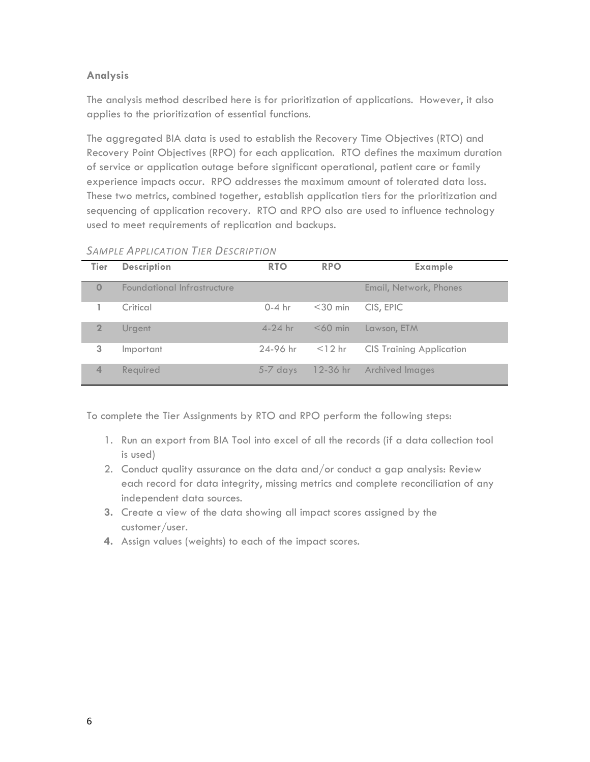### Analysis

The analysis method described here is for prioritization of applications. However, it also applies to the prioritization of essential functions.

The aggregated BIA data is used to establish the Recovery Time Objectives (RTO) and Recovery Point Objectives (RPO) for each application. RTO defines the maximum duration of service or application outage before significant operational, patient care or family experience impacts occur. RPO addresses the maximum amount of tolerated data loss. These two metrics, combined together, establish application tiers for the prioritization and sequencing of application recovery. RTO and RPO also are used to influence technology used to meet requirements of replication and backups.

*SAMPLE APPLICATION TIER DESCRIPTION*

| Tier | Description | RTO | RPO | Example |
|---|---|---|---|---|
| 0 | Foundational Infrastructure | | | Email, Network, Phones |
| 1 | Critical | 0-4 hr | <30 min | CIS, EPIC |
| 2 | Urgent | 4-24 hr | <60 min | Lawson, ETM |
| 3 | Important | 24-96 hr | <12 hr | CIS Training Application |
| 4 | Required | 5-7 days | 12-36 hr | Archived Images |

To complete the Tier Assignments by RTO and RPO perform the following steps:

1. Run an export from BIA Tool into excel of all the records (if a data collection tool is used)
2. Conduct quality assurance on the data and/or conduct a gap analysis: Review each record for data integrity, missing metrics and complete reconciliation of any independent data sources.
3. Create a view of the data showing all impact scores assigned by the customer/user.
4. Assign values (weights) to each of the impact scores.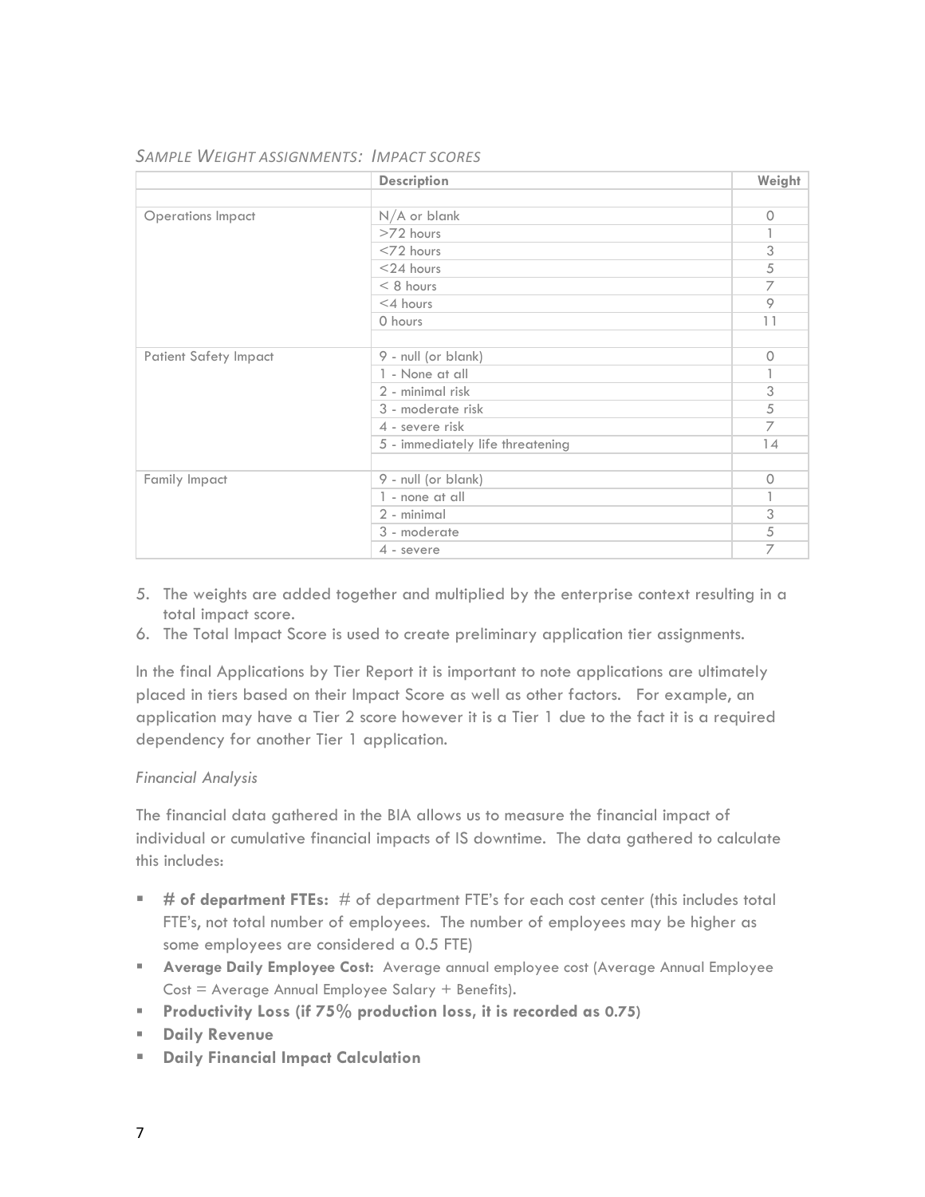*Sample Weight assignments: Impact scores*

| | Description | Weight |
|---|---|---|
| | | |
| Operations Impact | N/A or blank | 0 |
| | >72 hours | 1 |
| | <72 hours | 3 |
| | <24 hours | 5 |
| | < 8 hours | 7 |
| | <4 hours | 9 |
| | 0 hours | 11 |
| | | |
| Patient Safety Impact | 9 - null (or blank) | 0 |
| | 1 - None at all | 1 |
| | 2 - minimal risk | 3 |
| | 3 - moderate risk | 5 |
| | 4 - severe risk | 7 |
| | 5 - immediately life threatening | 14 |
| | | |
| Family Impact | 9 - null (or blank) | 0 |
| | 1 - none at all | 1 |
| | 2 - minimal | 3 |
| | 3 - moderate | 5 |
| | 4 - severe | 7 |

5. The weights are added together and multiplied by the enterprise context resulting in a total impact score.
6. The Total Impact Score is used to create preliminary application tier assignments.

In the final Applications by Tier Report it is important to note applications are ultimately placed in tiers based on their Impact Score as well as other factors. For example, an application may have a Tier 2 score however it is a Tier 1 due to the fact it is a required dependency for another Tier 1 application.

*Financial Analysis*

The financial data gathered in the BIA allows us to measure the financial impact of individual or cumulative financial impacts of IS downtime. The data gathered to calculate this includes:

- **# of department FTEs:** # of department FTE's for each cost center (this includes total FTE's, not total number of employees. The number of employees may be higher as some employees are considered a 0.5 FTE)
- **Average Daily Employee Cost:** Average annual employee cost (Average Annual Employee Cost = Average Annual Employee Salary + Benefits).
- **Productivity Loss (if 75% production loss, it is recorded as 0.75)**
- **Daily Revenue**
- **Daily Financial Impact Calculation**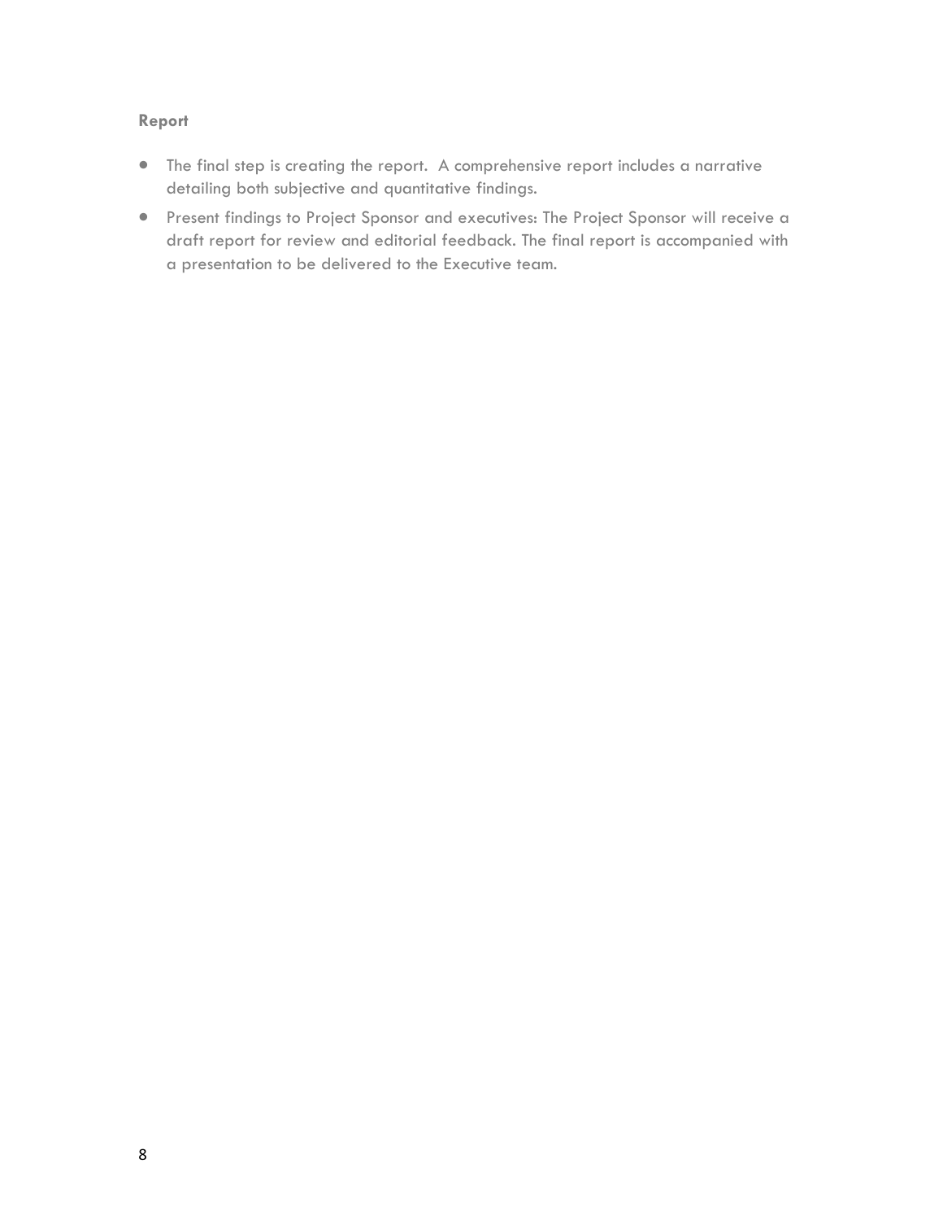**Report**

- The final step is creating the report.  A comprehensive report includes a narrative detailing both subjective and quantitative findings.
- Present findings to Project Sponsor and executives: The Project Sponsor will receive a draft report for review and editorial feedback. The final report is accompanied with a presentation to be delivered to the Executive team.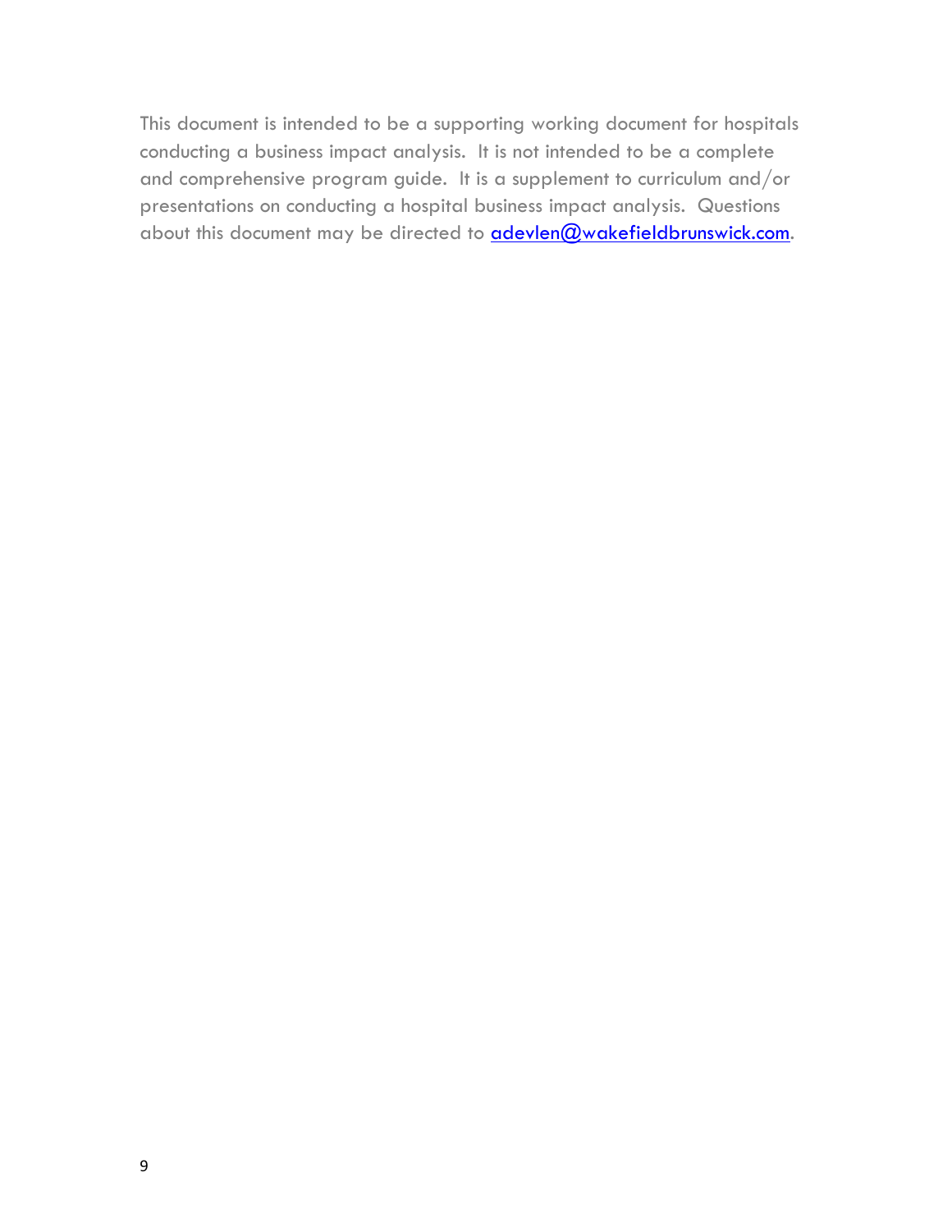This document is intended to be a supporting working document for hospitals conducting a business impact analysis. It is not intended to be a complete and comprehensive program guide. It is a supplement to curriculum and/or presentations on conducting a hospital business impact analysis. Questions about this document may be directed to [adevlen@wakefieldbrunswick.com](mailto:adevlen@wakefieldbrunswick.com).